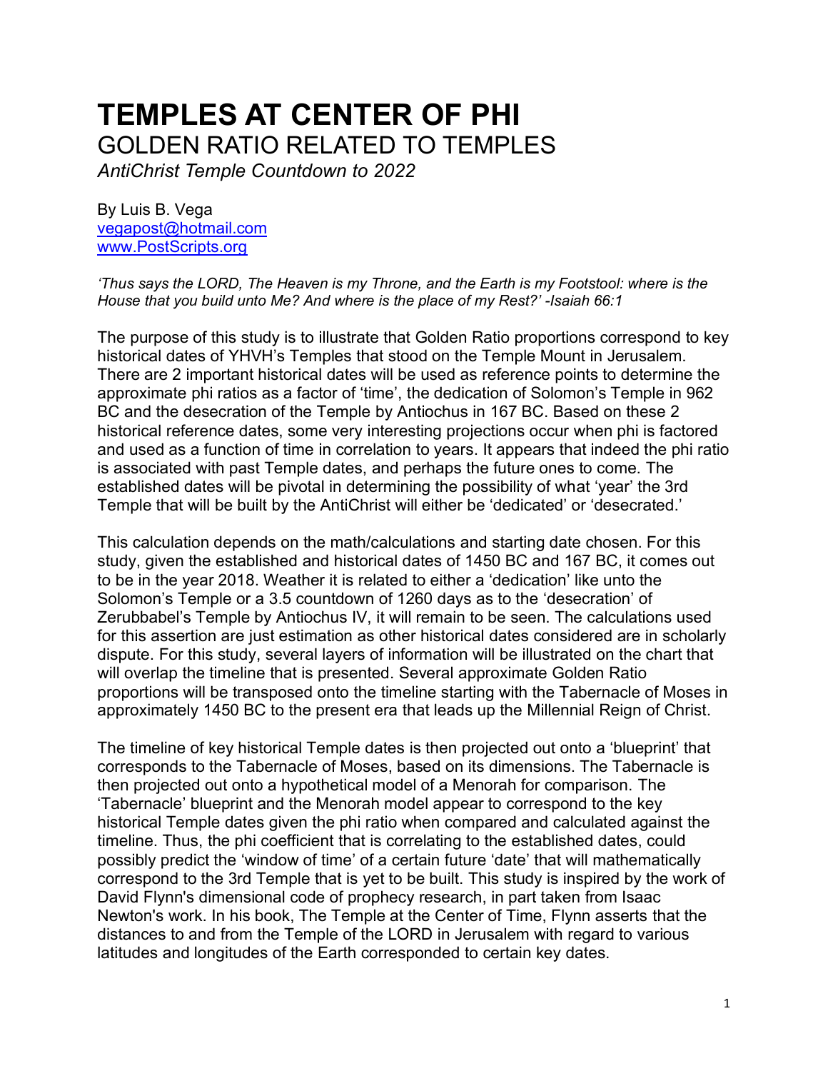# TEMPLES AT CENTER OF PHI

## GOLDEN RATIO RELATED TO TEMPLES

*AntiChrist Temple Countdown to 2022*

By Luis B. Vega
vegapost@hotmail.com
www.PostScripts.org

*'Thus says the LORD, The Heaven is my Throne, and the Earth is my Footstool: where is the House that you build unto Me? And where is the place of my Rest?' -Isaiah 66:1*

The purpose of this study is to illustrate that Golden Ratio proportions correspond to key historical dates of YHVH's Temples that stood on the Temple Mount in Jerusalem. There are 2 important historical dates will be used as reference points to determine the approximate phi ratios as a factor of 'time', the dedication of Solomon's Temple in 962 BC and the desecration of the Temple by Antiochus in 167 BC. Based on these 2 historical reference dates, some very interesting projections occur when phi is factored and used as a function of time in correlation to years. It appears that indeed the phi ratio is associated with past Temple dates, and perhaps the future ones to come. The established dates will be pivotal in determining the possibility of what 'year' the 3rd Temple that will be built by the AntiChrist will either be 'dedicated' or 'desecrated.'

This calculation depends on the math/calculations and starting date chosen. For this study, given the established and historical dates of 1450 BC and 167 BC, it comes out to be in the year 2018. Weather it is related to either a 'dedication' like unto the Solomon's Temple or a 3.5 countdown of 1260 days as to the 'desecration' of Zerubbabel's Temple by Antiochus IV, it will remain to be seen. The calculations used for this assertion are just estimation as other historical dates considered are in scholarly dispute. For this study, several layers of information will be illustrated on the chart that will overlap the timeline that is presented. Several approximate Golden Ratio proportions will be transposed onto the timeline starting with the Tabernacle of Moses in approximately 1450 BC to the present era that leads up the Millennial Reign of Christ.

The timeline of key historical Temple dates is then projected out onto a 'blueprint' that corresponds to the Tabernacle of Moses, based on its dimensions. The Tabernacle is then projected out onto a hypothetical model of a Menorah for comparison. The 'Tabernacle' blueprint and the Menorah model appear to correspond to the key historical Temple dates given the phi ratio when compared and calculated against the timeline. Thus, the phi coefficient that is correlating to the established dates, could possibly predict the 'window of time' of a certain future 'date' that will mathematically correspond to the 3rd Temple that is yet to be built. This study is inspired by the work of David Flynn's dimensional code of prophecy research, in part taken from Isaac Newton's work. In his book, The Temple at the Center of Time, Flynn asserts that the distances to and from the Temple of the LORD in Jerusalem with regard to various latitudes and longitudes of the Earth corresponded to certain key dates.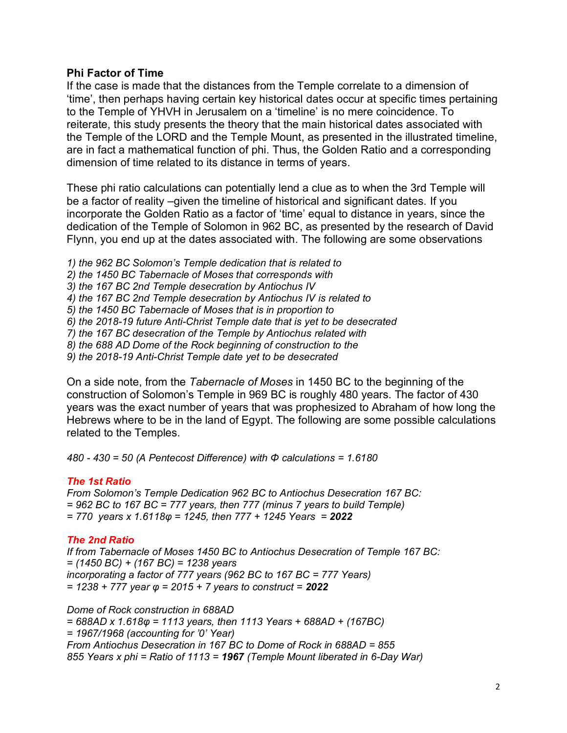## Phi Factor of Time

If the case is made that the distances from the Temple correlate to a dimension of 'time', then perhaps having certain key historical dates occur at specific times pertaining to the Temple of YHVH in Jerusalem on a 'timeline' is no mere coincidence. To reiterate, this study presents the theory that the main historical dates associated with the Temple of the LORD and the Temple Mount, as presented in the illustrated timeline, are in fact a mathematical function of phi. Thus, the Golden Ratio and a corresponding dimension of time related to its distance in terms of years.

These phi ratio calculations can potentially lend a clue as to when the 3rd Temple will be a factor of reality –given the timeline of historical and significant dates. If you incorporate the Golden Ratio as a factor of 'time' equal to distance in years, since the dedication of the Temple of Solomon in 962 BC, as presented by the research of David Flynn, you end up at the dates associated with. The following are some observations

*1) the 962 BC Solomon's Temple dedication that is related to*
*2) the 1450 BC Tabernacle of Moses that corresponds with*
*3) the 167 BC 2nd Temple desecration by Antiochus IV*
*4) the 167 BC 2nd Temple desecration by Antiochus IV is related to*
*5) the 1450 BC Tabernacle of Moses that is in proportion to*
*6) the 2018-19 future Anti-Christ Temple date that is yet to be desecrated*
*7) the 167 BC desecration of the Temple by Antiochus related with*
*8) the 688 AD Dome of the Rock beginning of construction to the*
*9) the 2018-19 Anti-Christ Temple date yet to be desecrated*

On a side note, from the *Tabernacle of Moses* in 1450 BC to the beginning of the construction of Solomon's Temple in 969 BC is roughly 480 years. The factor of 430 years was the exact number of years that was prophesized to Abraham of how long the Hebrews where to be in the land of Egypt. The following are some possible calculations related to the Temples.

*480 - 430 = 50 (A Pentecost Difference) with Φ calculations = 1.6180*

***The 1st Ratio***
*From Solomon's Temple Dedication 962 BC to Antiochus Desecration 167 BC:*
*= 962 BC to 167 BC = 777 years, then 777 (minus 7 years to build Temple)*
*= 770 years x 1.6118φ = 1245, then 777 + 1245 Years = **2022***

***The 2nd Ratio***
*If from Tabernacle of Moses 1450 BC to Antiochus Desecration of Temple 167 BC:*
*= (1450 BC) + (167 BC) = 1238 years*
*incorporating a factor of 777 years (962 BC to 167 BC = 777 Years)*
*= 1238 + 777 year φ = 2015 + 7 years to construct = **2022***

*Dome of Rock construction in 688AD*
*= 688AD x 1.618φ = 1113 years, then 1113 Years + 688AD + (167BC)*
*= 1967/1968 (accounting for '0' Year)*
*From Antiochus Desecration in 167 BC to Dome of Rock in 688AD = 855*
*855 Years x phi = Ratio of 1113 = **1967** (Temple Mount liberated in 6-Day War)*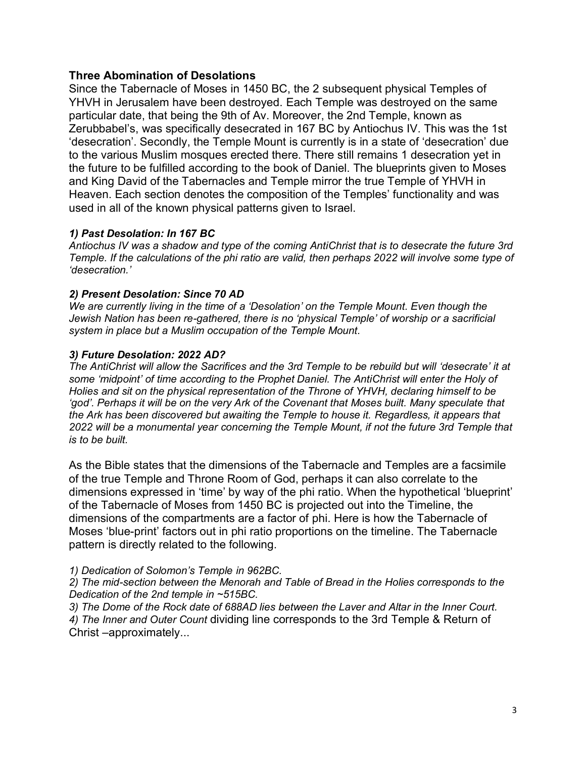## Three Abomination of Desolations

Since the Tabernacle of Moses in 1450 BC, the 2 subsequent physical Temples of YHVH in Jerusalem have been destroyed. Each Temple was destroyed on the same particular date, that being the 9th of Av. Moreover, the 2nd Temple, known as Zerubbabel's, was specifically desecrated in 167 BC by Antiochus IV. This was the 1st 'desecration'. Secondly, the Temple Mount is currently is in a state of 'desecration' due to the various Muslim mosques erected there. There still remains 1 desecration yet in the future to be fulfilled according to the book of Daniel. The blueprints given to Moses and King David of the Tabernacles and Temple mirror the true Temple of YHVH in Heaven. Each section denotes the composition of the Temples' functionality and was used in all of the known physical patterns given to Israel.

### *1) Past Desolation: In 167 BC*

*Antiochus IV was a shadow and type of the coming AntiChrist that is to desecrate the future 3rd Temple. If the calculations of the phi ratio are valid, then perhaps 2022 will involve some type of 'desecration.'*

### *2) Present Desolation: Since 70 AD*

*We are currently living in the time of a 'Desolation' on the Temple Mount. Even though the Jewish Nation has been re-gathered, there is no 'physical Temple' of worship or a sacrificial system in place but a Muslim occupation of the Temple Mount.*

### *3) Future Desolation: 2022 AD?*

*The AntiChrist will allow the Sacrifices and the 3rd Temple to be rebuild but will 'desecrate' it at some 'midpoint' of time according to the Prophet Daniel. The AntiChrist will enter the Holy of Holies and sit on the physical representation of the Throne of YHVH, declaring himself to be 'god'. Perhaps it will be on the very Ark of the Covenant that Moses built. Many speculate that the Ark has been discovered but awaiting the Temple to house it. Regardless, it appears that 2022 will be a monumental year concerning the Temple Mount, if not the future 3rd Temple that is to be built.*

As the Bible states that the dimensions of the Tabernacle and Temples are a facsimile of the true Temple and Throne Room of God, perhaps it can also correlate to the dimensions expressed in 'time' by way of the phi ratio. When the hypothetical 'blueprint' of the Tabernacle of Moses from 1450 BC is projected out into the Timeline, the dimensions of the compartments are a factor of phi. Here is how the Tabernacle of Moses 'blue-print' factors out in phi ratio proportions on the timeline. The Tabernacle pattern is directly related to the following.

*1) Dedication of Solomon's Temple in 962BC.*
*2) The mid-section between the Menorah and Table of Bread in the Holies corresponds to the Dedication of the 2nd temple in ~515BC.*
*3) The Dome of the Rock date of 688AD lies between the Laver and Altar in the Inner Court.*
*4) The Inner and Outer Count* dividing line corresponds to the 3rd Temple & Return of Christ –approximately...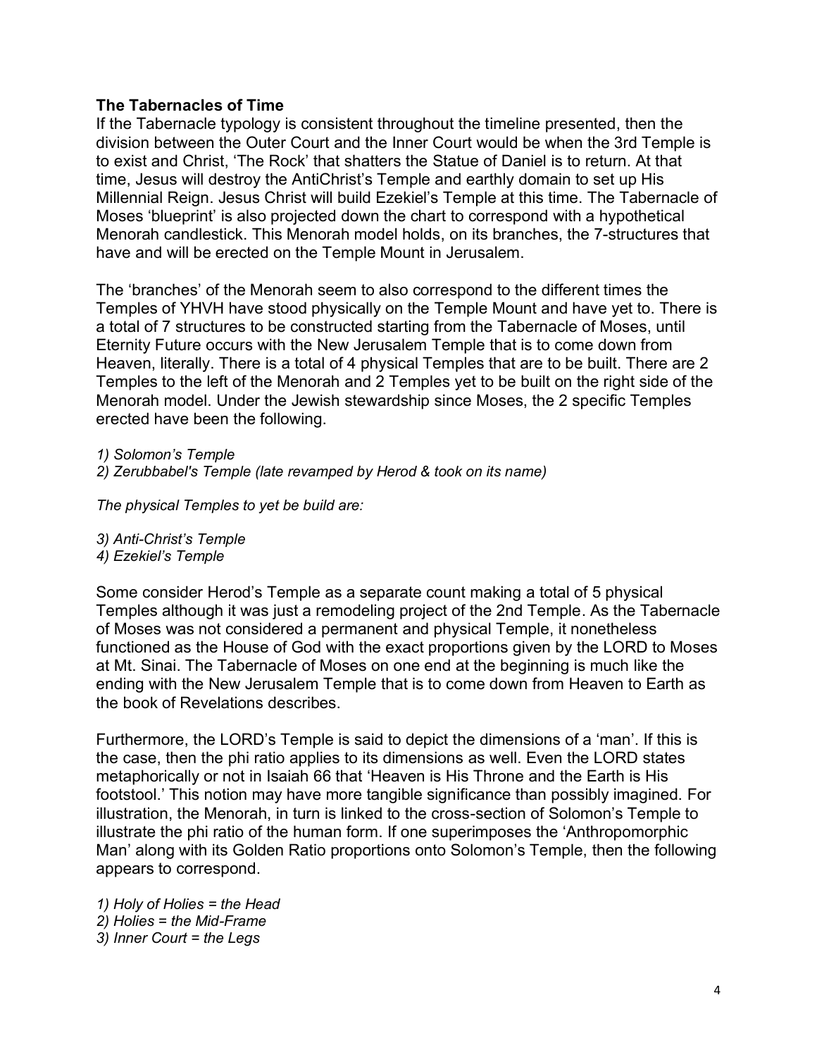**The Tabernacles of Time**
If the Tabernacle typology is consistent throughout the timeline presented, then the division between the Outer Court and the Inner Court would be when the 3rd Temple is to exist and Christ, 'The Rock' that shatters the Statue of Daniel is to return. At that time, Jesus will destroy the AntiChrist's Temple and earthly domain to set up His Millennial Reign. Jesus Christ will build Ezekiel's Temple at this time. The Tabernacle of Moses 'blueprint' is also projected down the chart to correspond with a hypothetical Menorah candlestick. This Menorah model holds, on its branches, the 7-structures that have and will be erected on the Temple Mount in Jerusalem.

The 'branches' of the Menorah seem to also correspond to the different times the Temples of YHVH have stood physically on the Temple Mount and have yet to. There is a total of 7 structures to be constructed starting from the Tabernacle of Moses, until Eternity Future occurs with the New Jerusalem Temple that is to come down from Heaven, literally. There is a total of 4 physical Temples that are to be built. There are 2 Temples to the left of the Menorah and 2 Temples yet to be built on the right side of the Menorah model. Under the Jewish stewardship since Moses, the 2 specific Temples erected have been the following.

*1) Solomon's Temple*
*2) Zerubbabel's Temple (late revamped by Herod & took on its name)*

*The physical Temples to yet be build are:*

*3) Anti-Christ's Temple*
*4) Ezekiel's Temple*

Some consider Herod's Temple as a separate count making a total of 5 physical Temples although it was just a remodeling project of the 2nd Temple. As the Tabernacle of Moses was not considered a permanent and physical Temple, it nonetheless functioned as the House of God with the exact proportions given by the LORD to Moses at Mt. Sinai. The Tabernacle of Moses on one end at the beginning is much like the ending with the New Jerusalem Temple that is to come down from Heaven to Earth as the book of Revelations describes.

Furthermore, the LORD's Temple is said to depict the dimensions of a 'man'. If this is the case, then the phi ratio applies to its dimensions as well. Even the LORD states metaphorically or not in Isaiah 66 that 'Heaven is His Throne and the Earth is His footstool.' This notion may have more tangible significance than possibly imagined. For illustration, the Menorah, in turn is linked to the cross-section of Solomon's Temple to illustrate the phi ratio of the human form. If one superimposes the 'Anthropomorphic Man' along with its Golden Ratio proportions onto Solomon's Temple, then the following appears to correspond.

*1) Holy of Holies = the Head*
*2) Holies = the Mid-Frame*
*3) Inner Court = the Legs*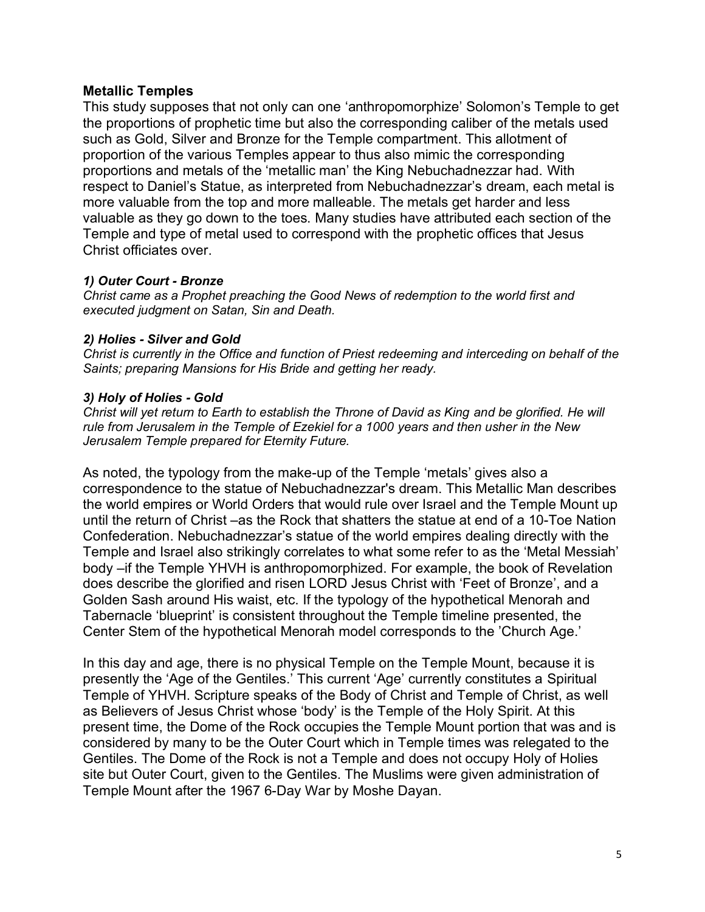## Metallic Temples

This study supposes that not only can one 'anthropomorphize' Solomon's Temple to get the proportions of prophetic time but also the corresponding caliber of the metals used such as Gold, Silver and Bronze for the Temple compartment. This allotment of proportion of the various Temples appear to thus also mimic the corresponding proportions and metals of the 'metallic man' the King Nebuchadnezzar had. With respect to Daniel's Statue, as interpreted from Nebuchadnezzar's dream, each metal is more valuable from the top and more malleable. The metals get harder and less valuable as they go down to the toes. Many studies have attributed each section of the Temple and type of metal used to correspond with the prophetic offices that Jesus Christ officiates over.

### *1) Outer Court - Bronze*

*Christ came as a Prophet preaching the Good News of redemption to the world first and executed judgment on Satan, Sin and Death.*

### *2) Holies - Silver and Gold*

*Christ is currently in the Office and function of Priest redeeming and interceding on behalf of the Saints; preparing Mansions for His Bride and getting her ready.*

### *3) Holy of Holies - Gold*

*Christ will yet return to Earth to establish the Throne of David as King and be glorified. He will rule from Jerusalem in the Temple of Ezekiel for a 1000 years and then usher in the New Jerusalem Temple prepared for Eternity Future.*

As noted, the typology from the make-up of the Temple 'metals' gives also a correspondence to the statue of Nebuchadnezzar's dream. This Metallic Man describes the world empires or World Orders that would rule over Israel and the Temple Mount up until the return of Christ –as the Rock that shatters the statue at end of a 10-Toe Nation Confederation. Nebuchadnezzar's statue of the world empires dealing directly with the Temple and Israel also strikingly correlates to what some refer to as the 'Metal Messiah' body –if the Temple YHVH is anthropomorphized. For example, the book of Revelation does describe the glorified and risen LORD Jesus Christ with 'Feet of Bronze', and a Golden Sash around His waist, etc. If the typology of the hypothetical Menorah and Tabernacle 'blueprint' is consistent throughout the Temple timeline presented, the Center Stem of the hypothetical Menorah model corresponds to the 'Church Age.'

In this day and age, there is no physical Temple on the Temple Mount, because it is presently the 'Age of the Gentiles.' This current 'Age' currently constitutes a Spiritual Temple of YHVH. Scripture speaks of the Body of Christ and Temple of Christ, as well as Believers of Jesus Christ whose 'body' is the Temple of the Holy Spirit. At this present time, the Dome of the Rock occupies the Temple Mount portion that was and is considered by many to be the Outer Court which in Temple times was relegated to the Gentiles. The Dome of the Rock is not a Temple and does not occupy Holy of Holies site but Outer Court, given to the Gentiles. The Muslims were given administration of Temple Mount after the 1967 6-Day War by Moshe Dayan.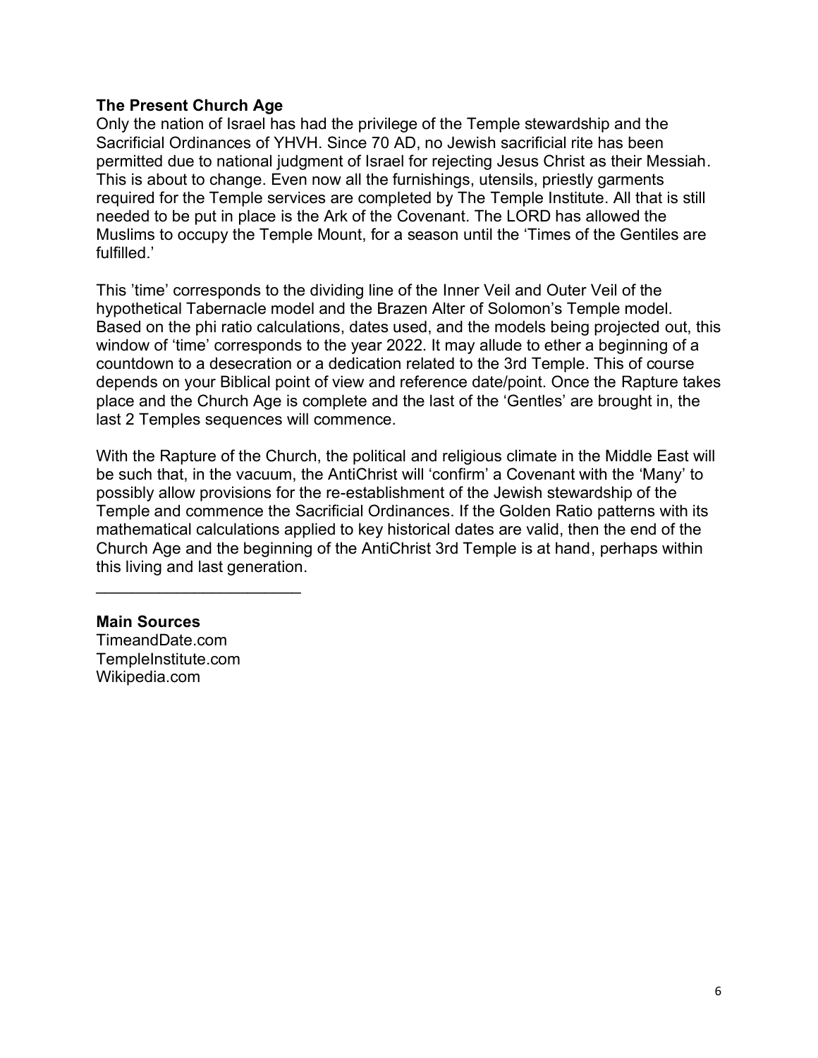**The Present Church Age**

Only the nation of Israel has had the privilege of the Temple stewardship and the Sacrificial Ordinances of YHVH. Since 70 AD, no Jewish sacrificial rite has been permitted due to national judgment of Israel for rejecting Jesus Christ as their Messiah. This is about to change. Even now all the furnishings, utensils, priestly garments required for the Temple services are completed by The Temple Institute. All that is still needed to be put in place is the Ark of the Covenant. The LORD has allowed the Muslims to occupy the Temple Mount, for a season until the 'Times of the Gentiles are fulfilled.'

This 'time' corresponds to the dividing line of the Inner Veil and Outer Veil of the hypothetical Tabernacle model and the Brazen Alter of Solomon's Temple model. Based on the phi ratio calculations, dates used, and the models being projected out, this window of 'time' corresponds to the year 2022. It may allude to ether a beginning of a countdown to a desecration or a dedication related to the 3rd Temple. This of course depends on your Biblical point of view and reference date/point. Once the Rapture takes place and the Church Age is complete and the last of the 'Gentles' are brought in, the last 2 Temples sequences will commence.

With the Rapture of the Church, the political and religious climate in the Middle East will be such that, in the vacuum, the AntiChrist will 'confirm' a Covenant with the 'Many' to possibly allow provisions for the re-establishment of the Jewish stewardship of the Temple and commence the Sacrificial Ordinances. If the Golden Ratio patterns with its mathematical calculations applied to key historical dates are valid, then the end of the Church Age and the beginning of the AntiChrist 3rd Temple is at hand, perhaps within this living and last generation.

---

**Main Sources**

TimeandDate.com
TempleInstitute.com
Wikipedia.com